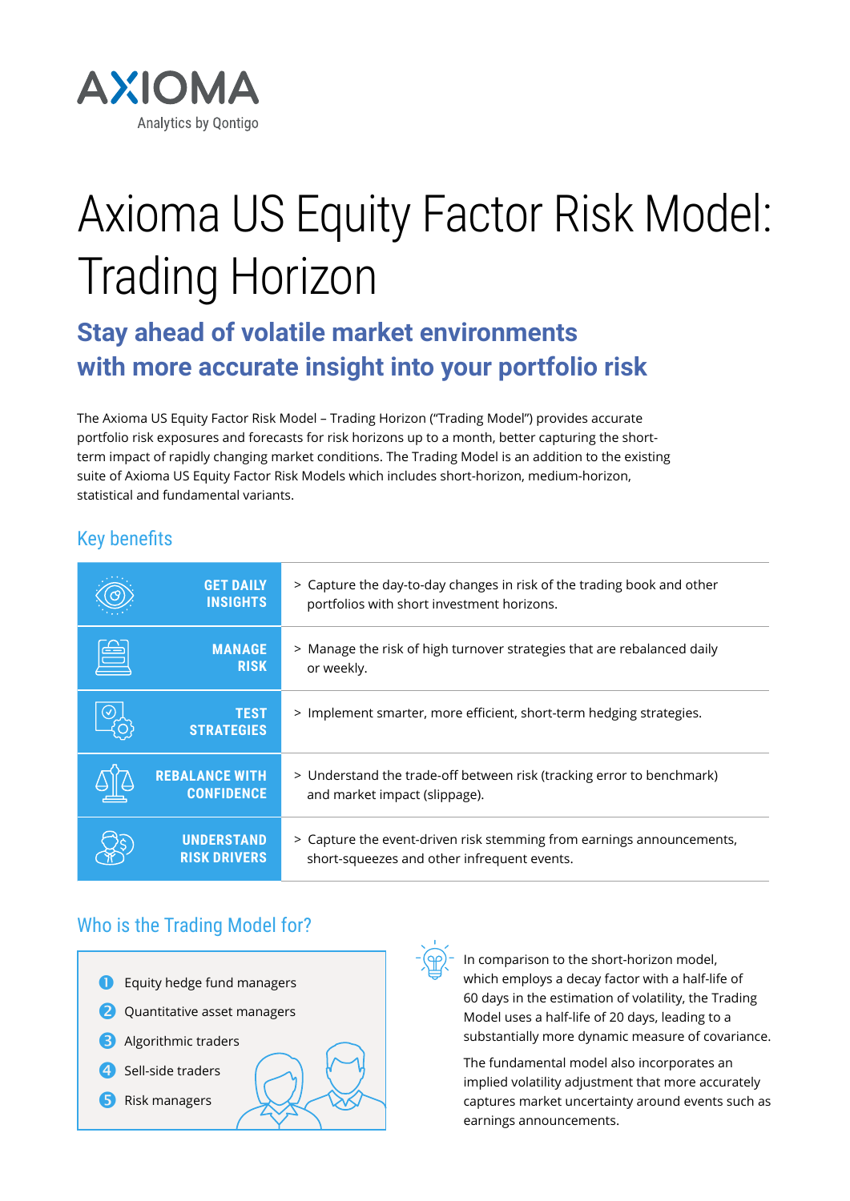AXIOMA
Analytics by Qontigo

# Axioma US Equity Factor Risk Model: Trading Horizon

## Stay ahead of volatile market environments with more accurate insight into your portfolio risk

The Axioma US Equity Factor Risk Model – Trading Horizon ("Trading Model") provides accurate portfolio risk exposures and forecasts for risk horizons up to a month, better capturing the short-term impact of rapidly changing market conditions. The Trading Model is an addition to the existing suite of Axioma US Equity Factor Risk Models which includes short-horizon, medium-horizon, statistical and fundamental variants.

### Key benefits

| | |
|---|---|
| **GET DAILY INSIGHTS** | > Capture the day-to-day changes in risk of the trading book and other portfolios with short investment horizons. |
| **MANAGE RISK** | > Manage the risk of high turnover strategies that are rebalanced daily or weekly. |
| **TEST STRATEGIES** | > Implement smarter, more efficient, short-term hedging strategies. |
| **REBALANCE WITH CONFIDENCE** | > Understand the trade-off between risk (tracking error to benchmark) and market impact (slippage). |
| **UNDERSTAND RISK DRIVERS** | > Capture the event-driven risk stemming from earnings announcements, short-squeezes and other infrequent events. |

### Who is the Trading Model for?

1. Equity hedge fund managers
2. Quantitative asset managers
3. Algorithmic traders
4. Sell-side traders
5. Risk managers

In comparison to the short-horizon model, which employs a decay factor with a half-life of 60 days in the estimation of volatility, the Trading Model uses a half-life of 20 days, leading to a substantially more dynamic measure of covariance.

The fundamental model also incorporates an implied volatility adjustment that more accurately captures market uncertainty around events such as earnings announcements.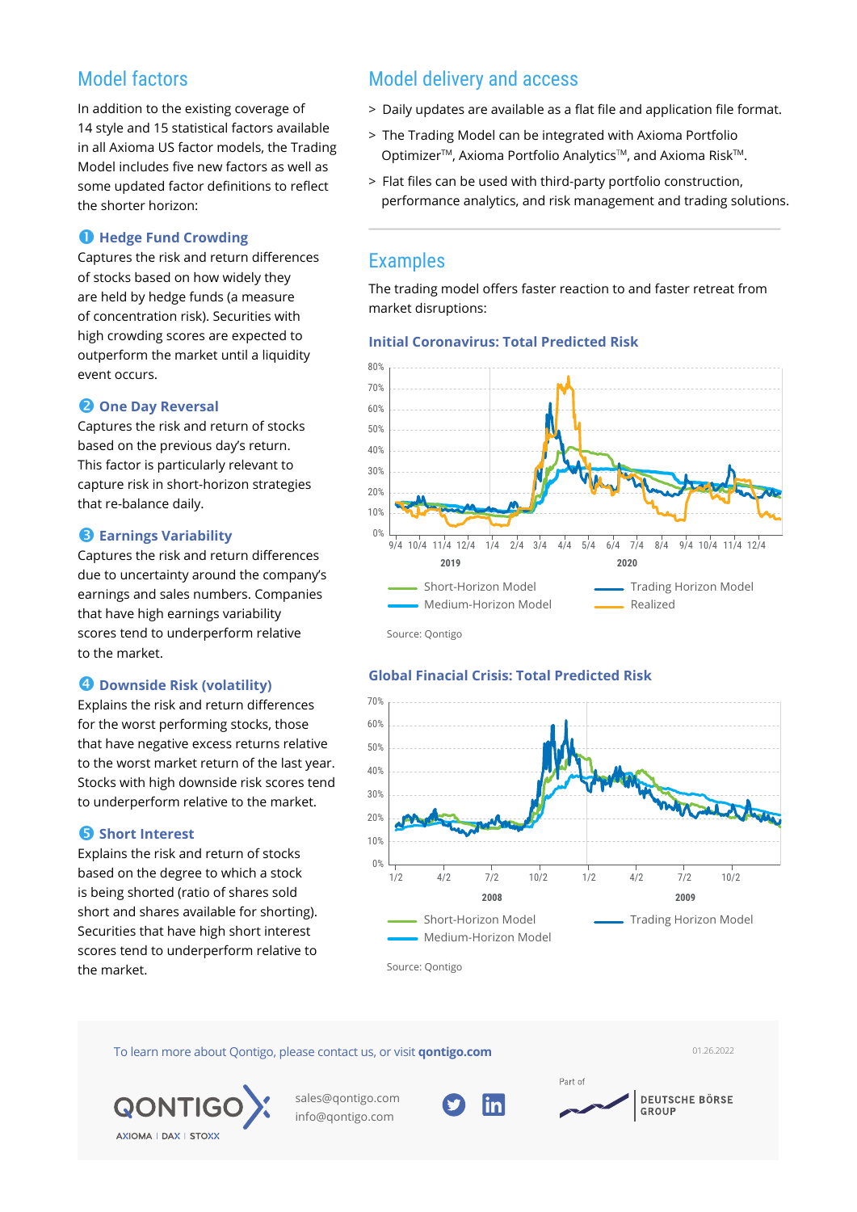## Model factors

In addition to the existing coverage of 14 style and 15 statistical factors available in all Axioma US factor models, the Trading Model includes five new factors as well as some updated factor definitions to reflect the shorter horizon:

### ❶ Hedge Fund Crowding

Captures the risk and return differences of stocks based on how widely they are held by hedge funds (a measure of concentration risk). Securities with high crowding scores are expected to outperform the market until a liquidity event occurs.

### ❷ One Day Reversal

Captures the risk and return of stocks based on the previous day's return. This factor is particularly relevant to capture risk in short-horizon strategies that re-balance daily.

### ❸ Earnings Variability

Captures the risk and return differences due to uncertainty around the company's earnings and sales numbers. Companies that have high earnings variability scores tend to underperform relative to the market.

### ❹ Downside Risk (volatility)

Explains the risk and return differences for the worst performing stocks, those that have negative excess returns relative to the worst market return of the last year. Stocks with high downside risk scores tend to underperform relative to the market.

### ❺ Short Interest

Explains the risk and return of stocks based on the degree to which a stock is being shorted (ratio of shares sold short and shares available for shorting). Securities that have high short interest scores tend to underperform relative to the market.

## Model delivery and access

> Daily updates are available as a flat file and application file format.

> The Trading Model can be integrated with Axioma Portfolio Optimizer™, Axioma Portfolio Analytics™, and Axioma Risk™.

> Flat files can be used with third-party portfolio construction, performance analytics, and risk management and trading solutions.

## Examples

The trading model offers faster reaction to and faster retreat from market disruptions:

### Initial Coronavirus: Total Predicted Risk

80%
70%
60%
50%
40%
30%
20%
10%
0%
9/4 10/4 11/4 12/4 1/4 2/4 3/4 4/4 5/4 6/4 7/4 8/4 9/4 10/4 11/4 12/4
2019
2020

Short-Horizon Model
Medium-Horizon Model
Trading Horizon Model
Realized

Source: Qontigo

### Global Finacial Crisis: Total Predicted Risk

70%
60%
50%
40%
30%
20%
10%
0%
1/2 4/2 7/2 10/2 1/2 4/2 7/2 10/2
2008
2009

Short-Horizon Model
Medium-Horizon Model
Trading Horizon Model

Source: Qontigo

To learn more about Qontigo, please contact us, or visit **qontigo.com**

01.26.2022

QONTIGO
AXIOMA | DAX | STOXX

sales@qontigo.com
info@qontigo.com

Part of
DEUTSCHE BÖRSE GROUP